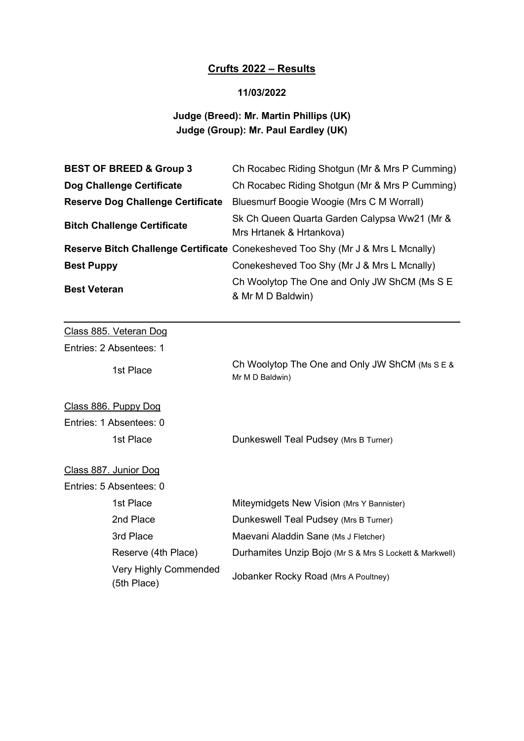## Crufts 2022 – Results

**11/03/2022**

**Judge (Breed): Mr. Martin Phillips (UK)**
**Judge (Group): Mr. Paul Eardley (UK)**

| | |
|---|---|
| **BEST OF BREED & Group 3** | Ch Rocabec Riding Shotgun (Mr & Mrs P Cumming) |
| **Dog Challenge Certificate** | Ch Rocabec Riding Shotgun (Mr & Mrs P Cumming) |
| **Reserve Dog Challenge Certificate** | Bluesmurf Boogie Woogie (Mrs C M Worrall) |
| **Bitch Challenge Certificate** | Sk Ch Queen Quarta Garden Calypsa Ww21 (Mr & Mrs Hrtanek & Hrtankova) |
| **Reserve Bitch Challenge Certificate** | Conekesheved Too Shy (Mr J & Mrs L Mcnally) |
| **Best Puppy** | Conekesheved Too Shy (Mr J & Mrs L Mcnally) |
| **Best Veteran** | Ch Woolytop The One and Only JW ShCM (Ms S E & Mr M D Baldwin) |

---

Class 885. Veteran Dog

Entries: 2 Absentees: 1

| | |
|---|---|
| 1st Place | Ch Woolytop The One and Only JW ShCM (Ms S E & Mr M D Baldwin) |

Class 886. Puppy Dog

Entries: 1 Absentees: 0

| | |
|---|---|
| 1st Place | Dunkeswell Teal Pudsey (Mrs B Turner) |

Class 887. Junior Dog

Entries: 5 Absentees: 0

| | |
|---|---|
| 1st Place | Miteymidgets New Vision (Mrs Y Bannister) |
| 2nd Place | Dunkeswell Teal Pudsey (Mrs B Turner) |
| 3rd Place | Maevani Aladdin Sane (Ms J Fletcher) |
| Reserve (4th Place) | Durhamites Unzip Bojo (Mr S & Mrs S Lockett & Markwell) |
| Very Highly Commended (5th Place) | Jobanker Rocky Road (Mrs A Poultney) |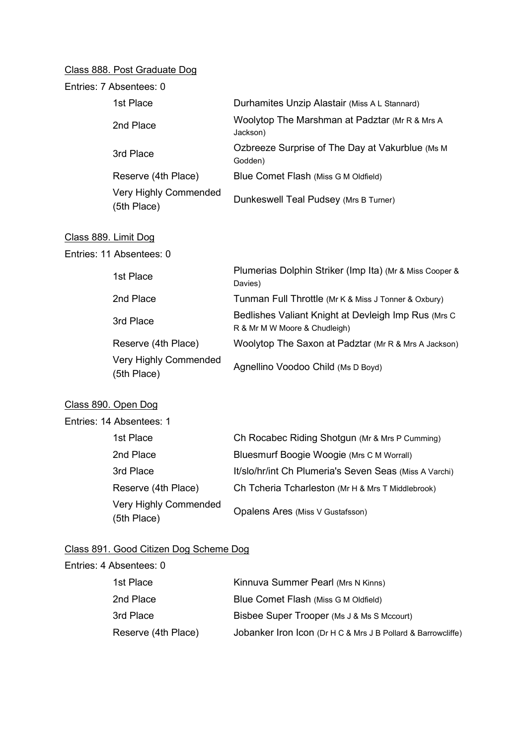Class 888. Post Graduate Dog

Entries: 7 Absentees: 0

| | |
|---|---|
| 1st Place | Durhamites Unzip Alastair (Miss A L Stannard) |
| 2nd Place | Woolytop The Marshman at Padztar (Mr R & Mrs A Jackson) |
| 3rd Place | Ozbreeze Surprise of The Day at Vakurblue (Ms M Godden) |
| Reserve (4th Place) | Blue Comet Flash (Miss G M Oldfield) |
| Very Highly Commended (5th Place) | Dunkeswell Teal Pudsey (Mrs B Turner) |

Class 889. Limit Dog

Entries: 11 Absentees: 0

| | |
|---|---|
| 1st Place | Plumerias Dolphin Striker (Imp Ita) (Mr & Miss Cooper & Davies) |
| 2nd Place | Tunman Full Throttle (Mr K & Miss J Tonner & Oxbury) |
| 3rd Place | Bedlishes Valiant Knight at Devleigh Imp Rus (Mrs C R & Mr M W Moore & Chudleigh) |
| Reserve (4th Place) | Woolytop The Saxon at Padztar (Mr R & Mrs A Jackson) |
| Very Highly Commended (5th Place) | Agnellino Voodoo Child (Ms D Boyd) |

Class 890. Open Dog

Entries: 14 Absentees: 1

| | |
|---|---|
| 1st Place | Ch Rocabec Riding Shotgun (Mr & Mrs P Cumming) |
| 2nd Place | Bluesmurf Boogie Woogie (Mrs C M Worrall) |
| 3rd Place | It/slo/hr/int Ch Plumeria's Seven Seas (Miss A Varchi) |
| Reserve (4th Place) | Ch Tcheria Tcharleston (Mr H & Mrs T Middlebrook) |
| Very Highly Commended (5th Place) | Opalens Ares (Miss V Gustafsson) |

Class 891. Good Citizen Dog Scheme Dog

Entries: 4 Absentees: 0

| | |
|---|---|
| 1st Place | Kinnuva Summer Pearl (Mrs N Kinns) |
| 2nd Place | Blue Comet Flash (Miss G M Oldfield) |
| 3rd Place | Bisbee Super Trooper (Ms J & Ms S Mccourt) |
| Reserve (4th Place) | Jobanker Iron Icon (Dr H C & Mrs J B Pollard & Barrowcliffe) |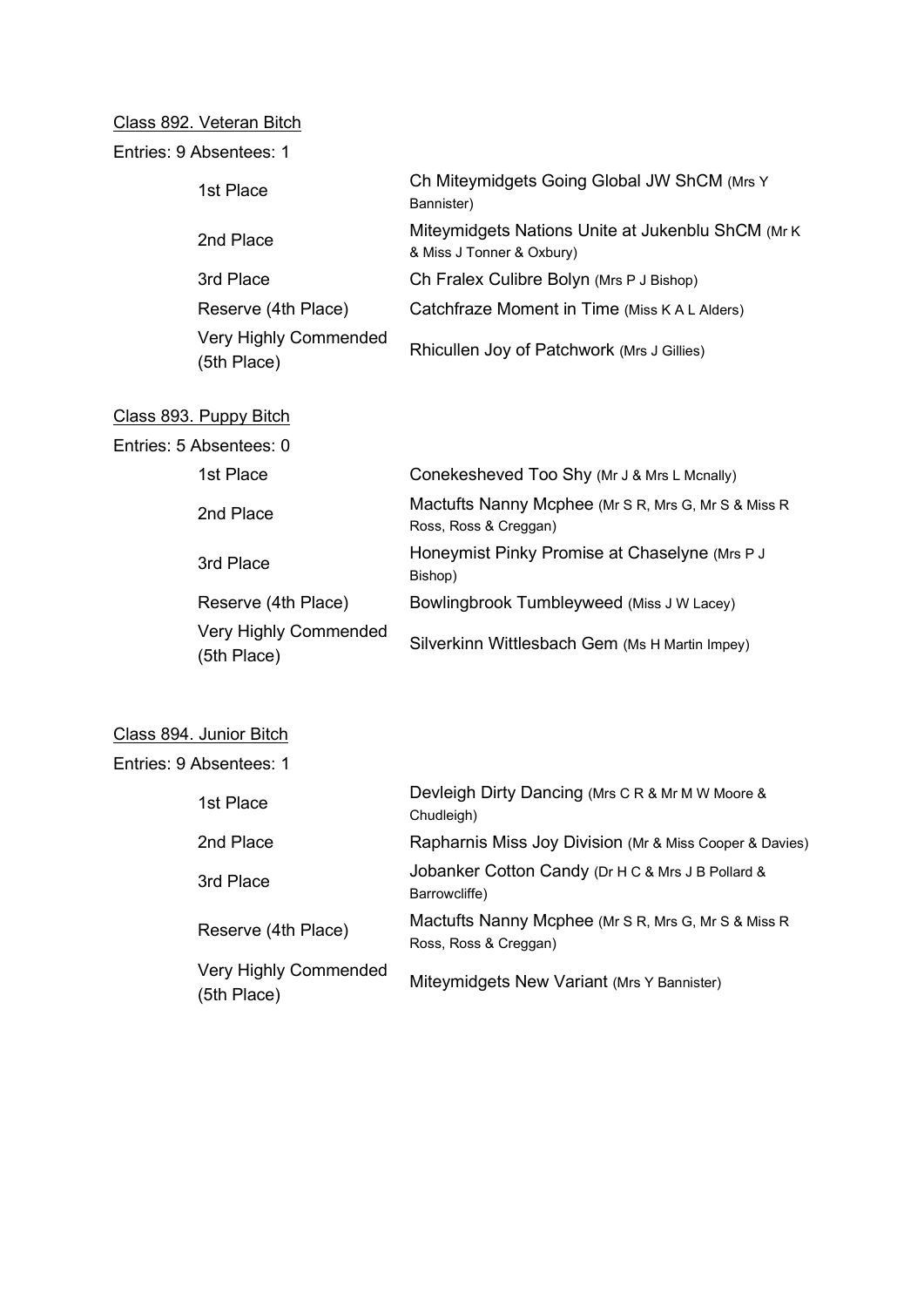Class 892. Veteran Bitch

Entries: 9 Absentees: 1

| | |
|---|---|
| 1st Place | Ch Miteymidgets Going Global JW ShCM (Mrs Y Bannister) |
| 2nd Place | Miteymidgets Nations Unite at Jukenblu ShCM (Mr K & Miss J Tonner & Oxbury) |
| 3rd Place | Ch Fralex Culibre Bolyn (Mrs P J Bishop) |
| Reserve (4th Place) | Catchfraze Moment in Time (Miss K A L Alders) |
| Very Highly Commended (5th Place) | Rhicullen Joy of Patchwork (Mrs J Gillies) |

Class 893. Puppy Bitch

Entries: 5 Absentees: 0

| | |
|---|---|
| 1st Place | Conekesheved Too Shy (Mr J & Mrs L Mcnally) |
| 2nd Place | Mactufts Nanny Mcphee (Mr S R, Mrs G, Mr S & Miss R Ross, Ross & Creggan) |
| 3rd Place | Honeymist Pinky Promise at Chaselyne (Mrs P J Bishop) |
| Reserve (4th Place) | Bowlingbrook Tumbleyweed (Miss J W Lacey) |
| Very Highly Commended (5th Place) | Silverkinn Wittlesbach Gem (Ms H Martin Impey) |

Class 894. Junior Bitch

Entries: 9 Absentees: 1

| | |
|---|---|
| 1st Place | Devleigh Dirty Dancing (Mrs C R & Mr M W Moore & Chudleigh) |
| 2nd Place | Rapharnis Miss Joy Division (Mr & Miss Cooper & Davies) |
| 3rd Place | Jobanker Cotton Candy (Dr H C & Mrs J B Pollard & Barrowcliffe) |
| Reserve (4th Place) | Mactufts Nanny Mcphee (Mr S R, Mrs G, Mr S & Miss R Ross, Ross & Creggan) |
| Very Highly Commended (5th Place) | Miteymidgets New Variant (Mrs Y Bannister) |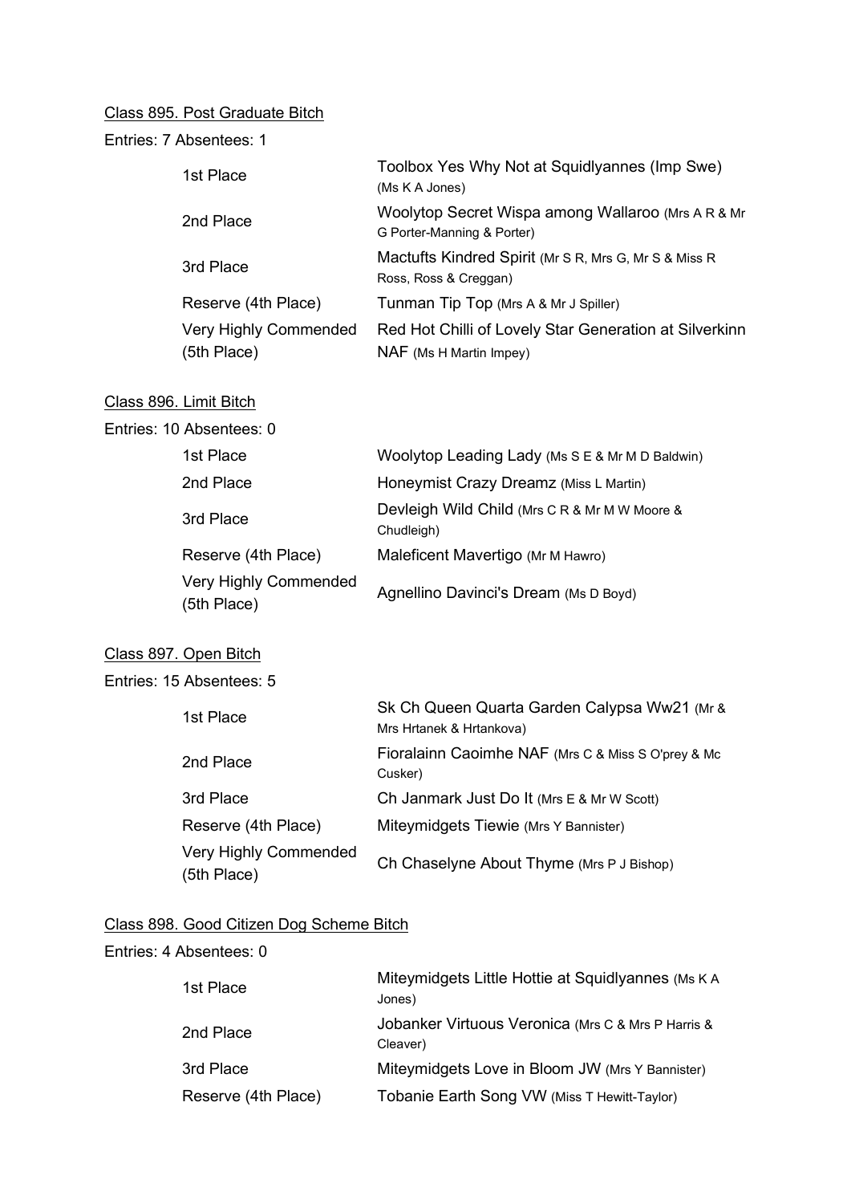Class 895. Post Graduate Bitch

Entries: 7 Absentees: 1

| | |
|---|---|
| 1st Place | Toolbox Yes Why Not at Squidlyannes (Imp Swe) (Ms K A Jones) |
| 2nd Place | Woolytop Secret Wispa among Wallaroo (Mrs A R & Mr G Porter-Manning & Porter) |
| 3rd Place | Mactufts Kindred Spirit (Mr S R, Mrs G, Mr S & Miss R Ross, Ross & Creggan) |
| Reserve (4th Place) | Tunman Tip Top (Mrs A & Mr J Spiller) |
| Very Highly Commended (5th Place) | Red Hot Chilli of Lovely Star Generation at Silverkinn NAF (Ms H Martin Impey) |

Class 896. Limit Bitch

Entries: 10 Absentees: 0

| | |
|---|---|
| 1st Place | Woolytop Leading Lady (Ms S E & Mr M D Baldwin) |
| 2nd Place | Honeymist Crazy Dreamz (Miss L Martin) |
| 3rd Place | Devleigh Wild Child (Mrs C R & Mr M W Moore & Chudleigh) |
| Reserve (4th Place) | Maleficent Mavertigo (Mr M Hawro) |
| Very Highly Commended (5th Place) | Agnellino Davinci's Dream (Ms D Boyd) |

Class 897. Open Bitch

Entries: 15 Absentees: 5

| | |
|---|---|
| 1st Place | Sk Ch Queen Quarta Garden Calypsa Ww21 (Mr & Mrs Hrtanek & Hrtankova) |
| 2nd Place | Fioralainn Caoimhe NAF (Mrs C & Miss S O'prey & Mc Cusker) |
| 3rd Place | Ch Janmark Just Do It (Mrs E & Mr W Scott) |
| Reserve (4th Place) | Miteymidgets Tiewie (Mrs Y Bannister) |
| Very Highly Commended (5th Place) | Ch Chaselyne About Thyme (Mrs P J Bishop) |

Class 898. Good Citizen Dog Scheme Bitch

Entries: 4 Absentees: 0

| | |
|---|---|
| 1st Place | Miteymidgets Little Hottie at Squidlyannes (Ms K A Jones) |
| 2nd Place | Jobanker Virtuous Veronica (Mrs C & Mrs P Harris & Cleaver) |
| 3rd Place | Miteymidgets Love in Bloom JW (Mrs Y Bannister) |
| Reserve (4th Place) | Tobanie Earth Song VW (Miss T Hewitt-Taylor) |